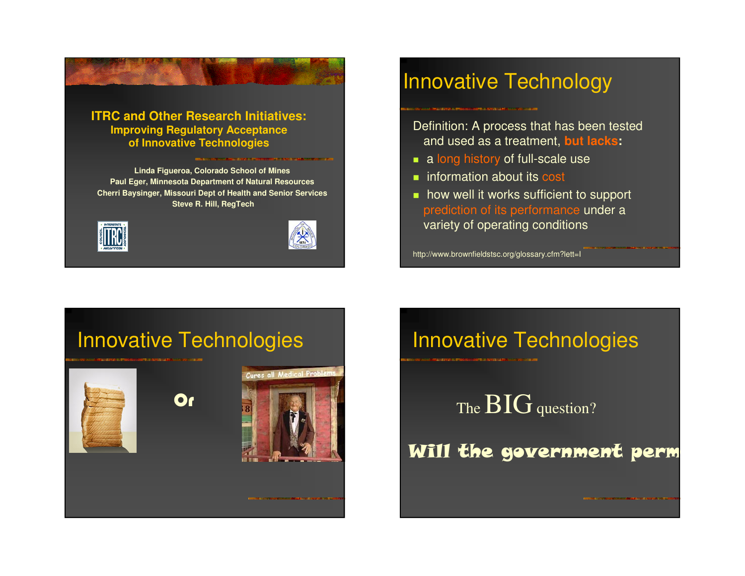## ITRC and Other Research Initiatives: Improving Regulatory Acceptance of Innovative Technologies

**Linda Figueroa, Colorado School of Mines**
**Paul Eger, Minnesota Department of Natural Resources**
**Cherri Baysinger, Missouri Dept of Health and Senior Services**
**Steve R. Hill, RegTech**

# Innovative Technology

Definition: A process that has been tested and used as a treatment, **but lacks:**

- a long history of full-scale use
- information about its cost
- how well it works sufficient to support prediction of its performance under a variety of operating conditions

http://www.brownfieldstsc.org/glossary.cfm?lett=I

# Innovative Technologies

Or

Cures all Medical Problems

# Innovative Technologies

The BIG question?

Will the government perm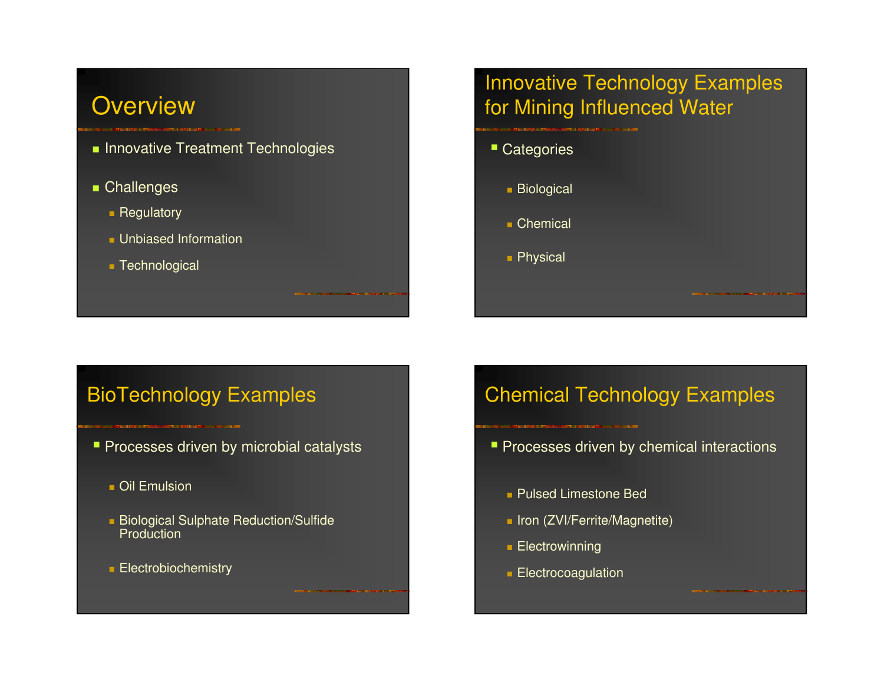## Overview

- Innovative Treatment Technologies
- Challenges
  - Regulatory
  - Unbiased Information
  - Technological

## Innovative Technology Examples for Mining Influenced Water

- Categories
  - Biological
  - Chemical
  - Physical

## BioTechnology Examples

- Processes driven by microbial catalysts
  - Oil Emulsion
  - Biological Sulphate Reduction/Sulfide Production
  - Electrobiochemistry

## Chemical Technology Examples

- Processes driven by chemical interactions
  - Pulsed Limestone Bed
  - Iron (ZVI/Ferrite/Magnetite)
  - Electrowinning
  - Electrocoagulation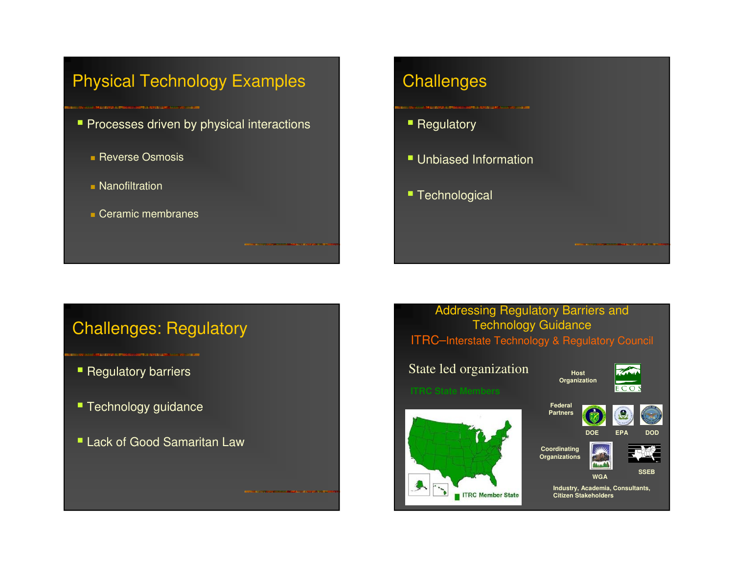## Physical Technology Examples

- Processes driven by physical interactions
  - Reverse Osmosis
  - Nanofiltration
  - Ceramic membranes

## Challenges

- Regulatory
- Unbiased Information
- Technological

## Challenges: Regulatory

- Regulatory barriers
- Technology guidance
- Lack of Good Samaritan Law

## Addressing Regulatory Barriers and Technology Guidance

ITRC–Interstate Technology & Regulatory Council

State led organization

ITRC State Members

ITRC Member State

Host Organization: ECOS

Federal Partners: DOE, EPA, DOD

Coordinating Organizations: WGA, SSEB

Industry, Academia, Consultants, Citizen Stakeholders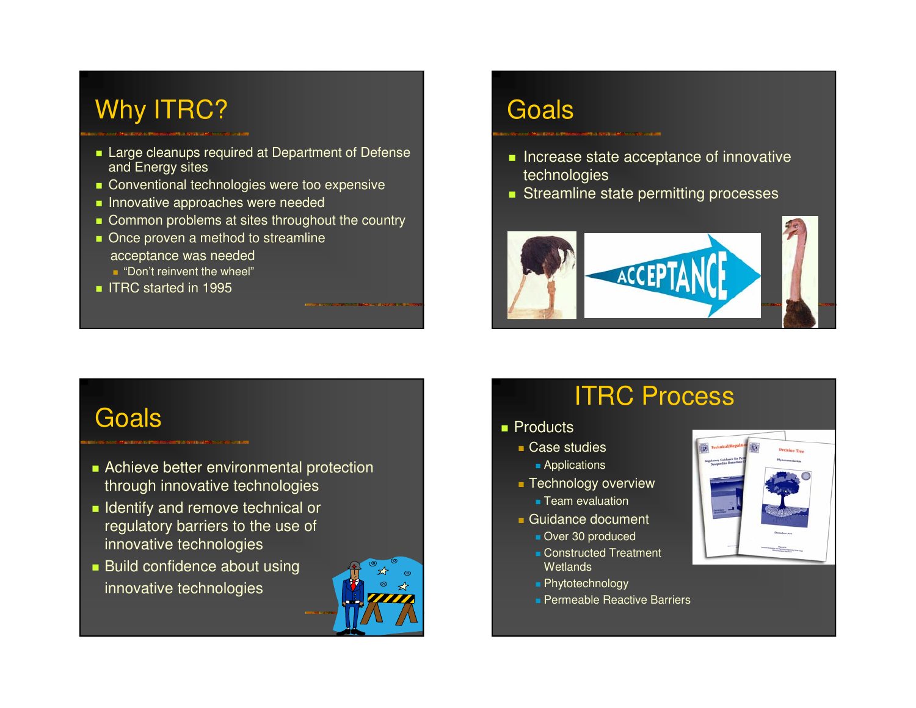# Why ITRC?

- Large cleanups required at Department of Defense and Energy sites
- Conventional technologies were too expensive
- Innovative approaches were needed
- Common problems at sites throughout the country
- Once proven a method to streamline acceptance was needed
  - "Don't reinvent the wheel"
- ITRC started in 1995

# Goals

- Increase state acceptance of innovative technologies
- Streamline state permitting processes

# Goals

- Achieve better environmental protection through innovative technologies
- Identify and remove technical or regulatory barriers to the use of innovative technologies
- Build confidence about using innovative technologies

# ITRC Process

- Products
  - Case studies
    - Applications
  - Technology overview
    - Team evaluation
  - Guidance document
    - Over 30 produced
    - Constructed Treatment Wetlands
    - Phytotechnology
    - Permeable Reactive Barriers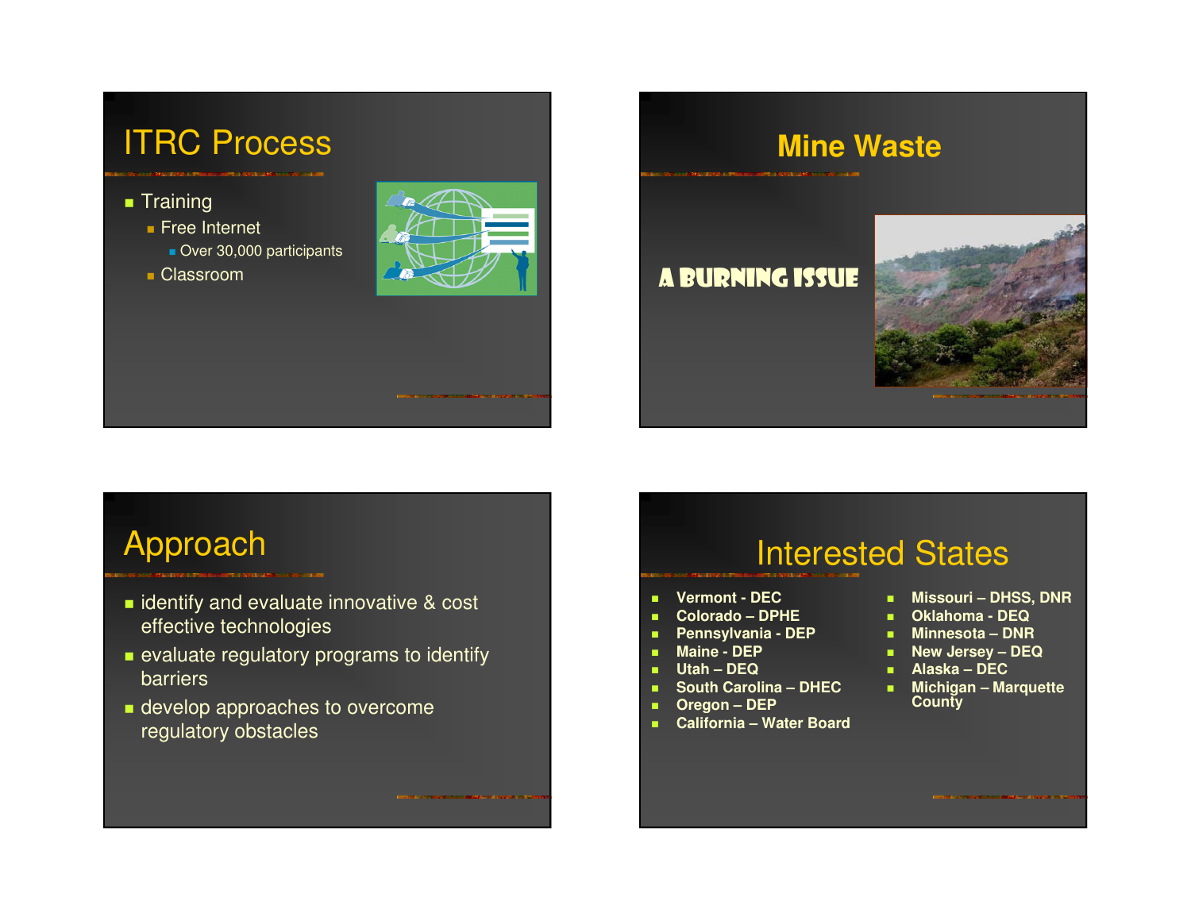## ITRC Process

- Training
  - Free Internet
    - Over 30,000 participants
  - Classroom

## Mine Waste

A BURNING ISSUE

## Approach

- identify and evaluate innovative & cost effective technologies
- evaluate regulatory programs to identify barriers
- develop approaches to overcome regulatory obstacles

## Interested States

- **Vermont - DEC**
- **Colorado – DPHE**
- **Pennsylvania - DEP**
- **Maine - DEP**
- **Utah – DEQ**
- **South Carolina – DHEC**
- **Oregon – DEP**
- **California – Water Board**
- **Missouri – DHSS, DNR**
- **Oklahoma - DEQ**
- **Minnesota – DNR**
- **New Jersey – DEQ**
- **Alaska – DEC**
- **Michigan – Marquette County**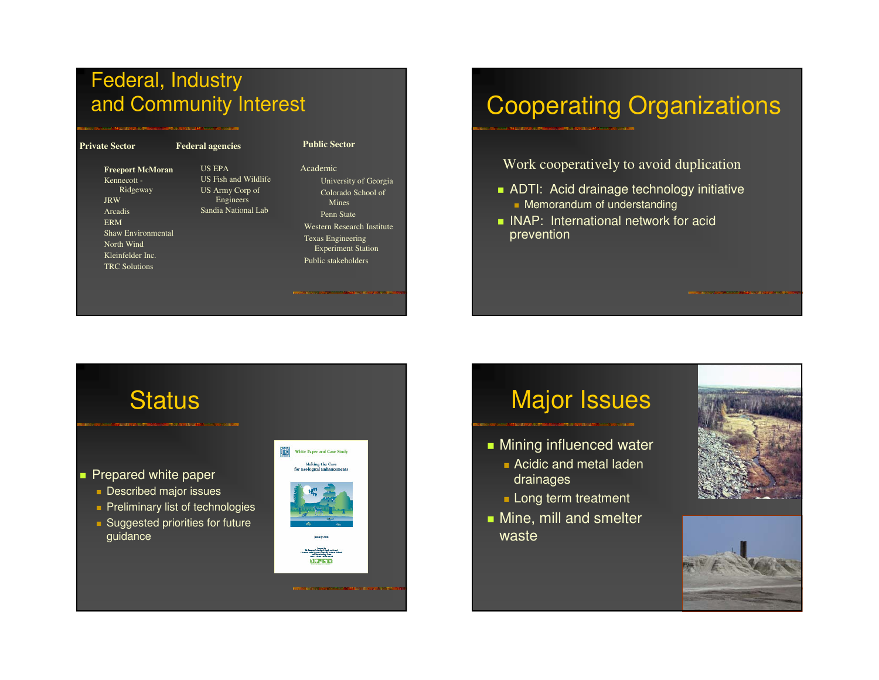# Federal, Industry and Community Interest

**Private Sector**

- **Freeport McMoran**
- Kennecott - Ridgeway
- JRW
- Arcadis
- ERM
- Shaw Environmental
- North Wind
- Kleinfelder Inc.
- TRC Solutions

**Federal agencies**

- US EPA
- US Fish and Wildlife
- US Army Corp of Engineers
- Sandia National Lab

**Public Sector**

- Academic
  - University of Georgia
  - Colorado School of Mines
  - Penn State
- Western Research Institute
- Texas Engineering Experiment Station
- Public stakeholders

# Cooperating Organizations

Work cooperatively to avoid duplication

- ADTI: Acid drainage technology initiative
  - Memorandum of understanding
- INAP: International network for acid prevention

# Status

- Prepared white paper
  - Described major issues
  - Preliminary list of technologies
  - Suggested priorities for future guidance

# Major Issues

- Mining influenced water
  - Acidic and metal laden drainages
  - Long term treatment
- Mine, mill and smelter waste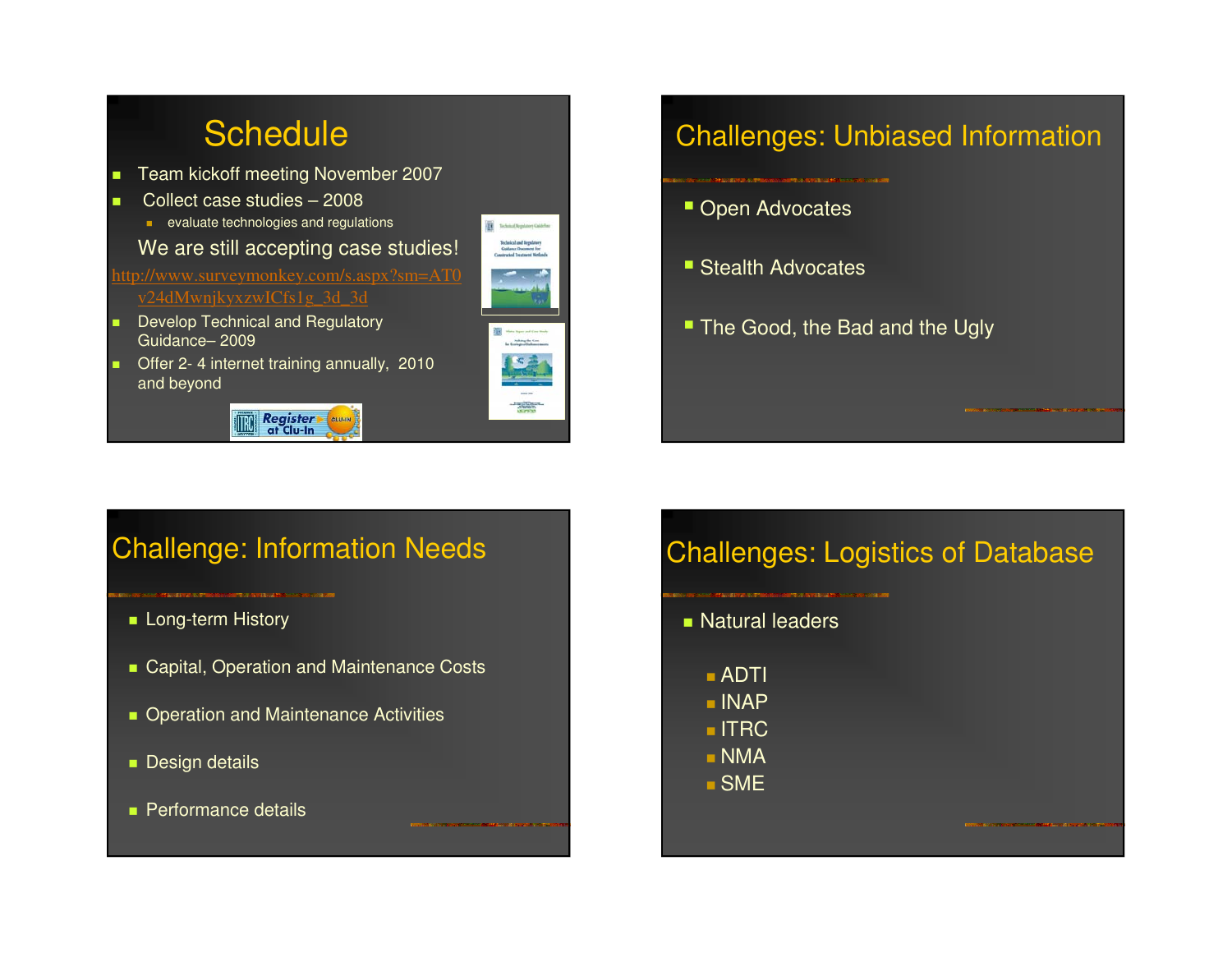# Schedule

- Team kickoff meeting November 2007
- Collect case studies – 2008
  - evaluate technologies and regulations

We are still accepting case studies!

http://www.surveymonkey.com/s.aspx?sm=AT0v24dMwnjkyxzwICfs1g_3d_3d

- Develop Technical and Regulatory Guidance– 2009
- Offer 2- 4 internet training annually, 2010 and beyond

# Challenges: Unbiased Information

- Open Advocates
- Stealth Advocates
- The Good, the Bad and the Ugly

# Challenge: Information Needs

- Long-term History
- Capital, Operation and Maintenance Costs
- Operation and Maintenance Activities
- Design details
- Performance details

# Challenges: Logistics of Database

- Natural leaders
  - ADTI
  - INAP
  - ITRC
  - NMA
  - SME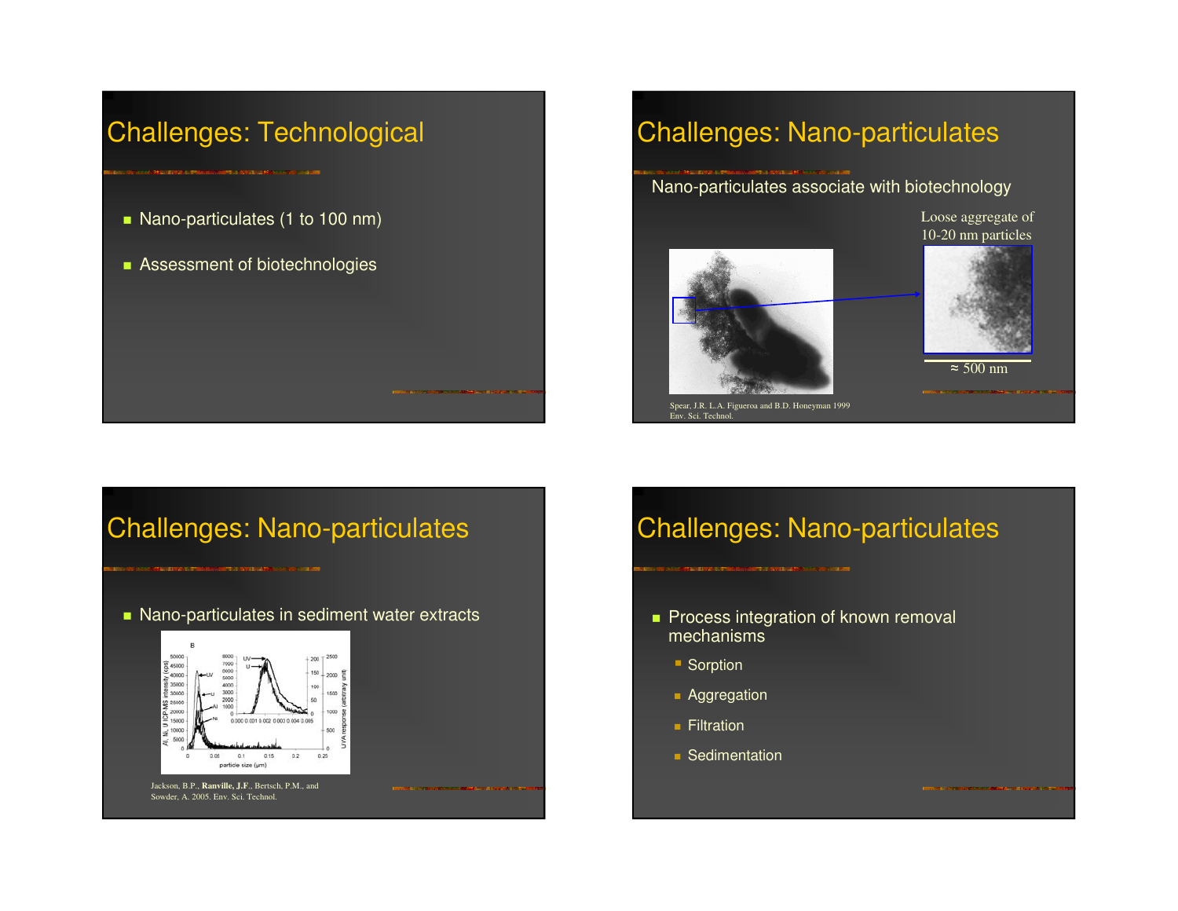# Challenges: Technological

- Nano-particulates (1 to 100 nm)
- Assessment of biotechnologies

# Challenges: Nano-particulates

Nano-particulates associate with biotechnology

Loose aggregate of 10-20 nm particles

≈ 500 nm

Spear, J.R. L.A. Figueroa and B.D. Honeyman 1999 Env. Sci. Technol.

# Challenges: Nano-particulates

- Nano-particulates in sediment water extracts

Jackson, B.P., **Ranville, J.F.**, Bertsch, P.M., and Sowder, A. 2005. Env. Sci. Technol.

# Challenges: Nano-particulates

- Process integration of known removal mechanisms
  - Sorption
  - Aggregation
  - Filtration
  - Sedimentation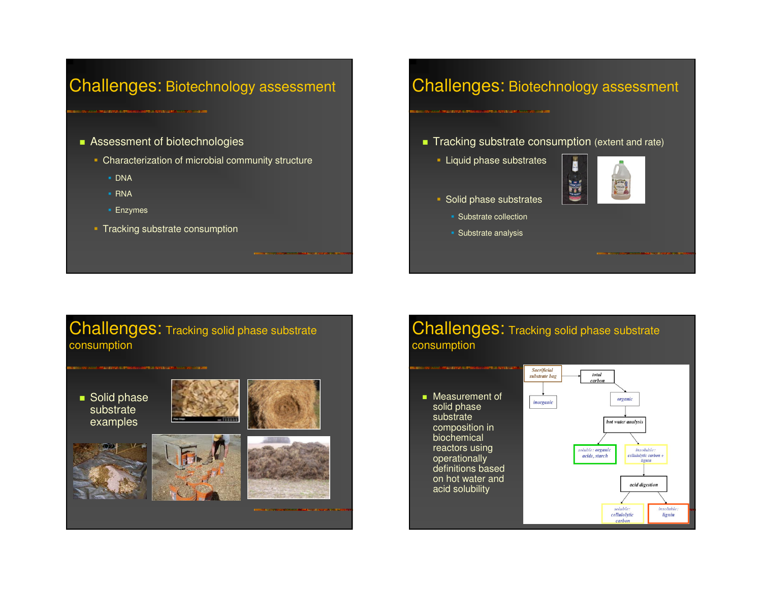## Challenges: Biotechnology assessment

- Assessment of biotechnologies
  - Characterization of microbial community structure
    - DNA
    - RNA
    - Enzymes
  - Tracking substrate consumption

## Challenges: Biotechnology assessment

- Tracking substrate consumption (extent and rate)
  - Liquid phase substrates
  - Solid phase substrates
    - Substrate collection
    - Substrate analysis

## Challenges: Tracking solid phase substrate consumption

- Solid phase substrate examples

## Challenges: Tracking solid phase substrate consumption

- Measurement of solid phase substrate composition in biochemical reactors using operationally definitions based on hot water and acid solubility

Sacrificial substrate bag → total carbon; inorganic

total carbon → organic → hot water analysis

hot water analysis → soluble: organic acids, starch; insoluble: cellulolytic carbon + lignin

insoluble: cellulolytic carbon + lignin → acid digestion → soluble: cellulolytic carbon; insoluble: lignin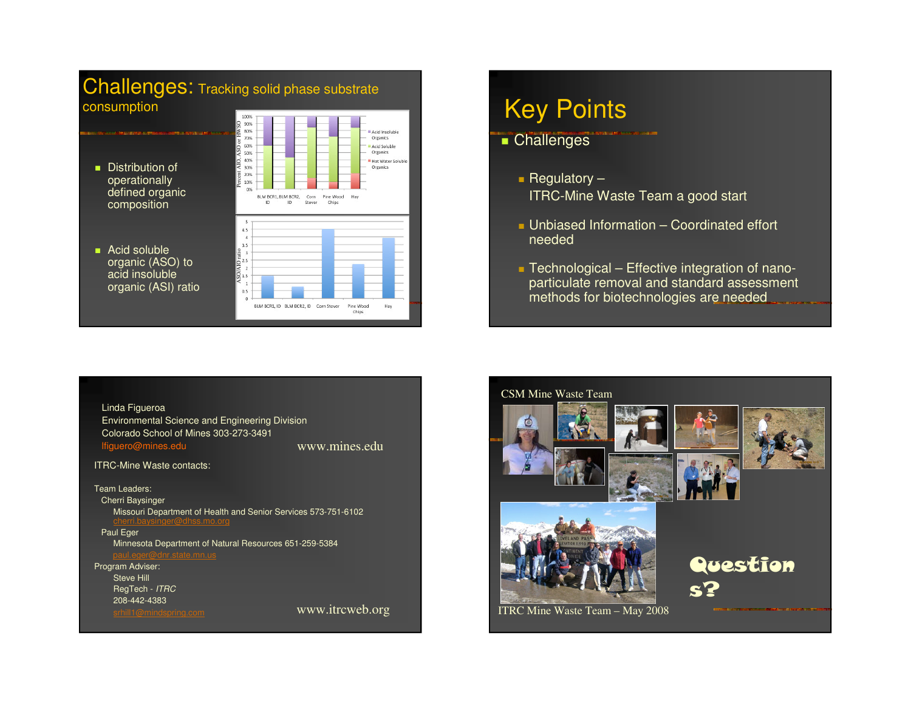## Challenges: Tracking solid phase substrate consumption

- Distribution of operationally defined organic composition
- Acid soluble organic (ASO) to acid insoluble organic (ASI) ratio

Percent AIO, ASO or HWSO

100%
90%
80%
70%
60%
50%
40%
30%
20%
10%
0%

BLM BCR1, ID
BLM BCR2, ID
Corn Stover
Pine Wood Chips
Hay

Acid Insoluble Organics
Acid Soluble Organics
Hot Water Soluble Organics

ASO/AIO ratio

5
4.5
4
3.5
3
2.5
2
1.5
1
0.5
0

BLM BCR1, ID
BLM BCR2, ID
Corn Stover
Pine Wood Chips
Hay

## Key Points

- Challenges
  - Regulatory – ITRC-Mine Waste Team a good start
  - Unbiased Information – Coordinated effort needed
  - Technological – Effective integration of nano-particulate removal and standard assessment methods for biotechnologies are needed

Linda Figueroa
Environmental Science and Engineering Division
Colorado School of Mines 303-273-3491
lfiguero@mines.edu

www.mines.edu

ITRC-Mine Waste contacts:

Team Leaders:
Cherri Baysinger
Missouri Department of Health and Senior Services 573-751-6102
cherri.baysinger@dhss.mo.org
Paul Eger
Minnesota Department of Natural Resources 651-259-5384
paul.eger@dnr.state.mn.us
Program Adviser:
Steve Hill
RegTech - *ITRC*
208-442-4383
srhill1@mindspring.com

www.itrcweb.org

CSM Mine Waste Team

ITRC Mine Waste Team – May 2008

Questions?